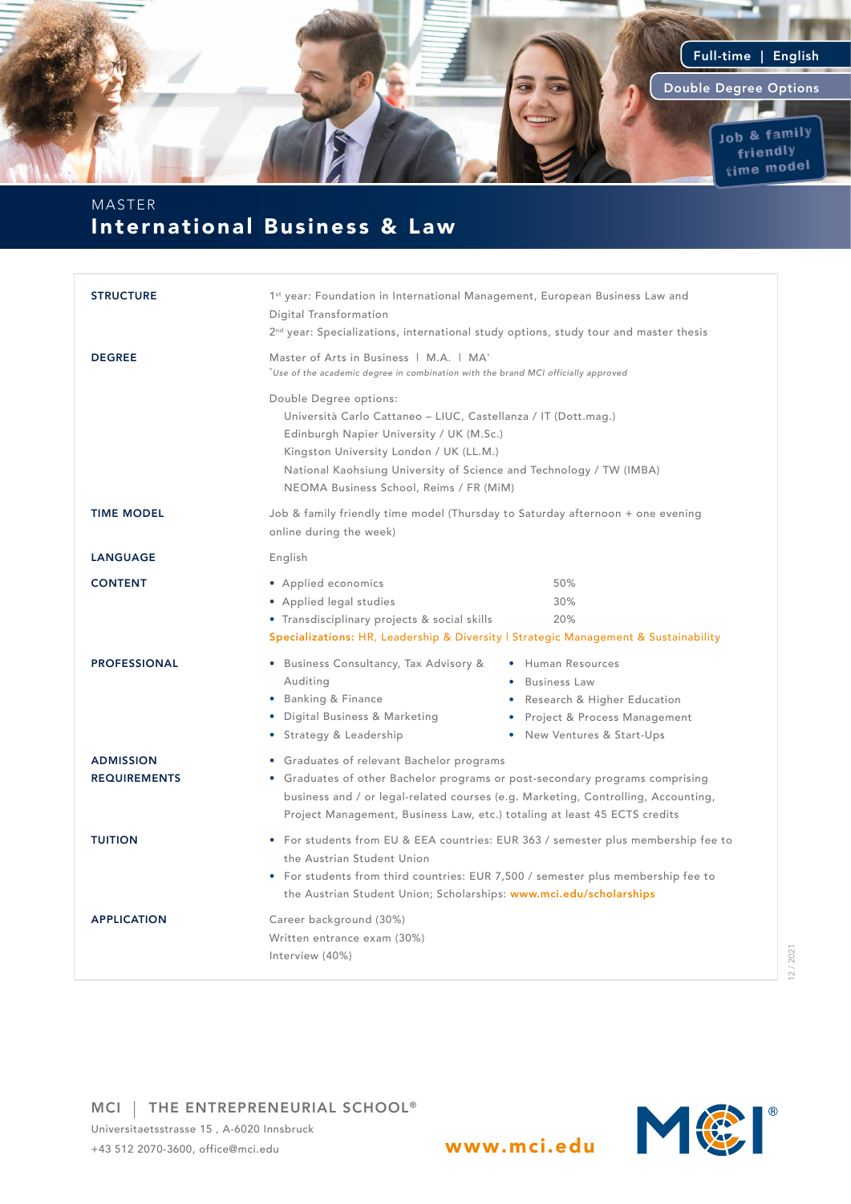Full-time | English

Double Degree Options

Job & family friendly time model

MASTER

# International Business & Law

**STRUCTURE**

1st year: Foundation in International Management, European Business Law and Digital Transformation

2nd year: Specializations, international study options, study tour and master thesis

**DEGREE**

Master of Arts in Business | M.A. | MA*

*Use of the academic degree in combination with the brand MCI officially approved

Double Degree options:
- Università Carlo Cattaneo – LIUC, Castellanza / IT (Dott.mag.)
- Edinburgh Napier University / UK (M.Sc.)
- Kingston University London / UK (LL.M.)
- National Kaohsiung University of Science and Technology / TW (IMBA)
- NEOMA Business School, Reims / FR (MiM)

**TIME MODEL**

Job & family friendly time model (Thursday to Saturday afternoon + one evening online during the week)

**LANGUAGE**

English

**CONTENT**

- Applied economics 50%
- Applied legal studies 30%
- Transdisciplinary projects & social skills 20%

**Specializations:** HR, Leadership & Diversity I Strategic Management & Sustainability

**PROFESSIONAL**

- Business Consultancy, Tax Advisory & Auditing
- Banking & Finance
- Digital Business & Marketing
- Strategy & Leadership
- Human Resources
- Business Law
- Research & Higher Education
- Project & Process Management
- New Ventures & Start-Ups

**ADMISSION REQUIREMENTS**

- Graduates of relevant Bachelor programs
- Graduates of other Bachelor programs or post-secondary programs comprising business and / or legal-related courses (e.g. Marketing, Controlling, Accounting, Project Management, Business Law, etc.) totaling at least 45 ECTS credits

**TUITION**

- For students from EU & EEA countries: EUR 363 / semester plus membership fee to the Austrian Student Union
- For students from third countries: EUR 7,500 / semester plus membership fee to the Austrian Student Union; Scholarships: www.mci.edu/scholarships

**APPLICATION**

Career background (30%)
Written entrance exam (30%)
Interview (40%)

12 / 2021

MCI | THE ENTREPRENEURIAL SCHOOL®
Universitaetsstrasse 15 , A-6020 Innsbruck
+43 512 2070-3600, office@mci.edu

www.mci.edu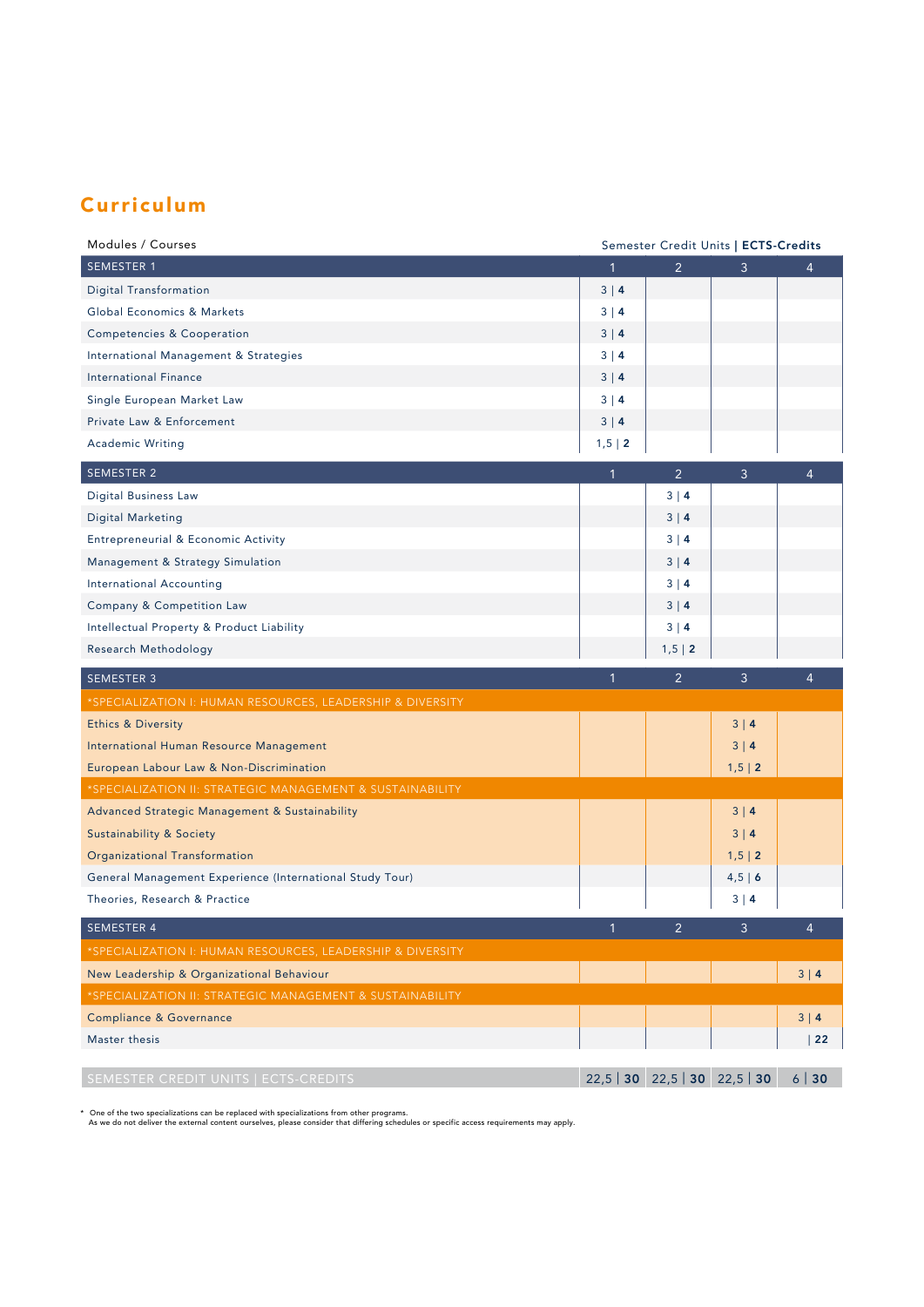## Curriculum

| Modules / Courses | Semester Credit Units \| **ECTS-Credits** | | | |
|---|---|---|---|---|
| SEMESTER 1 | 1 | 2 | 3 | 4 |
| Digital Transformation | 3 \| **4** | | | |
| Global Economics & Markets | 3 \| **4** | | | |
| Competencies & Cooperation | 3 \| **4** | | | |
| International Management & Strategies | 3 \| **4** | | | |
| International Finance | 3 \| **4** | | | |
| Single European Market Law | 3 \| **4** | | | |
| Private Law & Enforcement | 3 \| **4** | | | |
| Academic Writing | 1,5 \| **2** | | | |
| SEMESTER 2 | 1 | 2 | 3 | 4 |
| Digital Business Law | | 3 \| **4** | | |
| Digital Marketing | | 3 \| **4** | | |
| Entrepreneurial & Economic Activity | | 3 \| **4** | | |
| Management & Strategy Simulation | | 3 \| **4** | | |
| International Accounting | | 3 \| **4** | | |
| Company & Competition Law | | 3 \| **4** | | |
| Intellectual Property & Product Liability | | 3 \| **4** | | |
| Research Methodology | | 1,5 \| **2** | | |
| SEMESTER 3 | 1 | 2 | 3 | 4 |
| *SPECIALIZATION I: HUMAN RESOURCES, LEADERSHIP & DIVERSITY | | | | |
| Ethics & Diversity | | | 3 \| **4** | |
| International Human Resource Management | | | 3 \| **4** | |
| European Labour Law & Non-Discrimination | | | 1,5 \| **2** | |
| *SPECIALIZATION II: STRATEGIC MANAGEMENT & SUSTAINABILITY | | | | |
| Advanced Strategic Management & Sustainability | | | 3 \| **4** | |
| Sustainability & Society | | | 3 \| **4** | |
| Organizational Transformation | | | 1,5 \| **2** | |
| General Management Experience (International Study Tour) | | | 4,5 \| **6** | |
| Theories, Research & Practice | | | 3 \| **4** | |
| SEMESTER 4 | 1 | 2 | 3 | 4 |
| *SPECIALIZATION I: HUMAN RESOURCES, LEADERSHIP & DIVERSITY | | | | |
| New Leadership & Organizational Behaviour | | | | 3 \| **4** |
| *SPECIALIZATION II: STRATEGIC MANAGEMENT & SUSTAINABILITY | | | | |
| Compliance & Governance | | | | 3 \| **4** |
| Master thesis | | | | \| **22** |
| SEMESTER CREDIT UNITS \| ECTS-CREDITS | 22,5 \| **30** | 22,5 \| **30** | 22,5 \| **30** | 6 \| **30** |

\* One of the two specializations can be replaced with specializations from other programs.
As we do not deliver the external content ourselves, please consider that differing schedules or specific access requirements may apply.